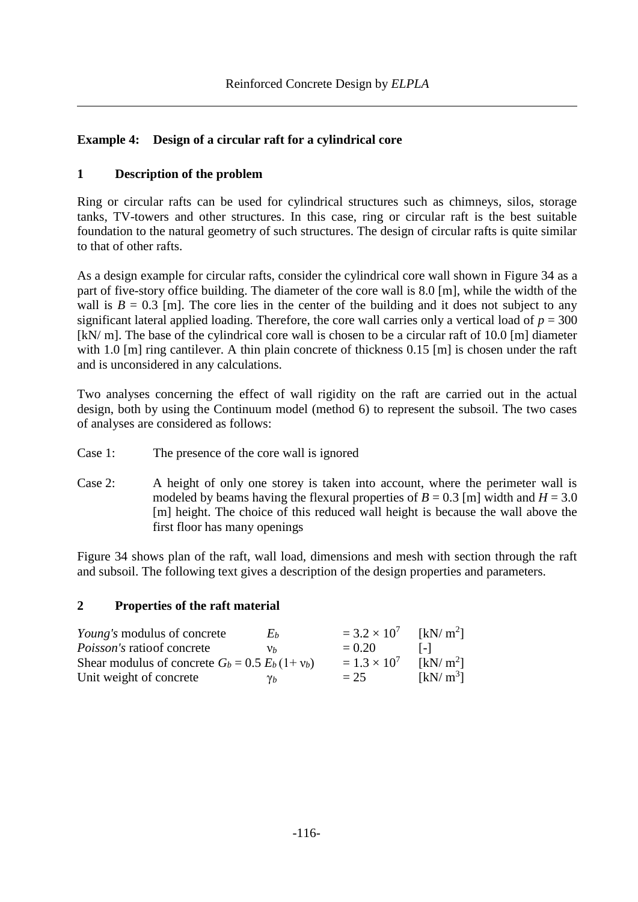## Example 4: Design of a circular raft for a cylindrical core

### 1 Description of the problem

Ring or circular rafts can be used for cylindrical structures such as chimneys, silos, storage tanks, TV-towers and other structures. In this case, ring or circular raft is the best suitable foundation to the natural geometry of such structures. The design of circular rafts is quite similar to that of other rafts.

As a design example for circular rafts, consider the cylindrical core wall shown in Figure 34 as a part of five-story office building. The diameter of the core wall is 8.0 [m], while the width of the wall is $B$ = 0.3 [m]. The core lies in the center of the building and it does not subject to any significant lateral applied loading. Therefore, the core wall carries only a vertical load of $p$ = 300 [kN/ m]. The base of the cylindrical core wall is chosen to be a circular raft of 10.0 [m] diameter with 1.0 [m] ring cantilever. A thin plain concrete of thickness 0.15 [m] is chosen under the raft and is unconsidered in any calculations.

Two analyses concerning the effect of wall rigidity on the raft are carried out in the actual design, both by using the Continuum model (method 6) to represent the subsoil. The two cases of analyses are considered as follows:

Case 1: The presence of the core wall is ignored

Case 2: A height of only one storey is taken into account, where the perimeter wall is modeled by beams having the flexural properties of $B$ = 0.3 [m] width and $H$ = 3.0 [m] height. The choice of this reduced wall height is because the wall above the first floor has many openings

Figure 34 shows plan of the raft, wall load, dimensions and mesh with section through the raft and subsoil. The following text gives a description of the design properties and parameters.

### 2 Properties of the raft material

| | | | |
|---|---|---|---|
| *Young's* modulus of concrete | $E_b$ | $= 3.2 \times 10^7$ | [kN/ m$^2$] |
| *Poisson's* ratioof concrete | $\nu_b$ | $= 0.20$ | [-] |
| Shear modulus of concrete $G_b = 0.5\, E_b\,(1+ \nu_b)$ | | $= 1.3 \times 10^7$ | [kN/ m$^2$] |
| Unit weight of concrete | $\gamma_b$ | $= 25$ | [kN/ m$^3$] |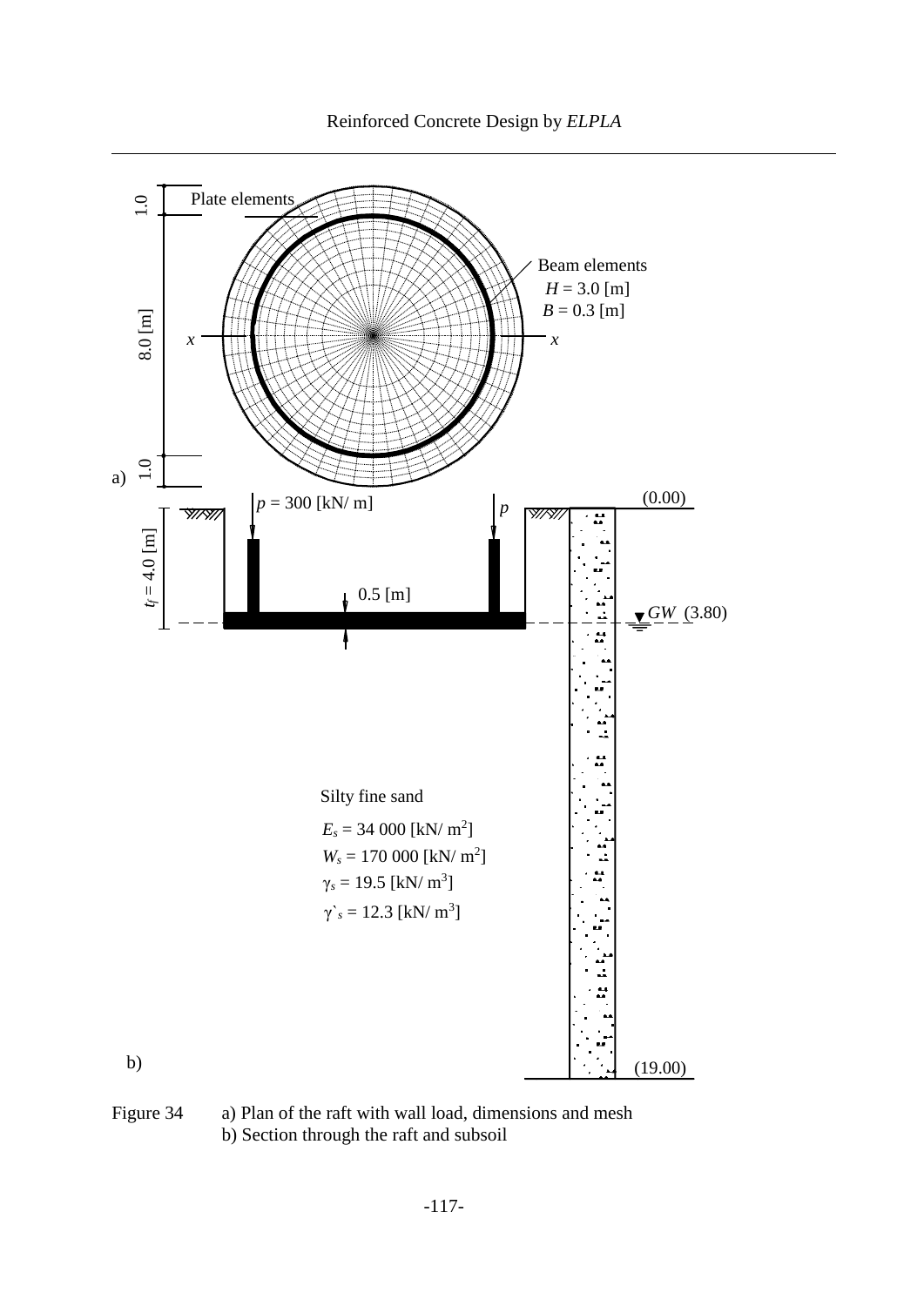1.0

Plate elements

Beam elements

$H$ = 3.0 [m]

$B$ = 0.3 [m]

8.0 [m]

$x$

$x$

1.0

a)

$p$ = 300 [kN/ m]

$p$

(0.00)

$t_f$ = 4.0 [m]

0.5 [m]

$GW$ (3.80)

Silty fine sand

$E_s$ = 34 000 [kN/ m$^2$]

$W_s$ = 170 000 [kN/ m$^2$]

$\gamma_s$ = 19.5 [kN/ m$^3$]

$\gamma`_s$ = 12.3 [kN/ m$^3$]

b)

(19.00)

Figure 34 a) Plan of the raft with wall load, dimensions and mesh
b) Section through the raft and subsoil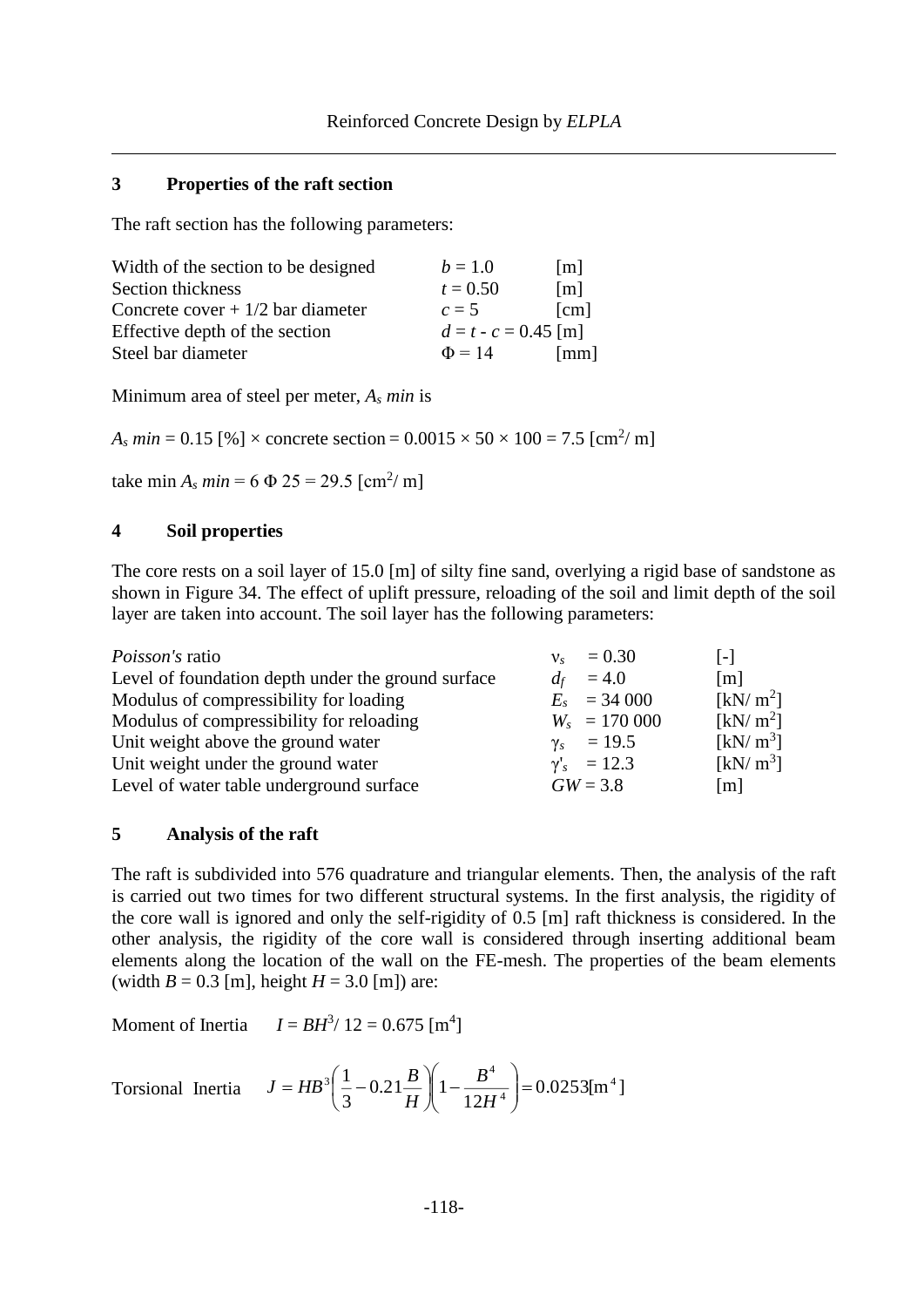## 3 Properties of the raft section

The raft section has the following parameters:

| | | |
|---|---|---|
| Width of the section to be designed | $b = 1.0$ | [m] |
| Section thickness | $t = 0.50$ | [m] |
| Concrete cover + 1/2 bar diameter | $c = 5$ | [cm] |
| Effective depth of the section | $d = t - c = 0.45$ | [m] |
| Steel bar diameter | $\Phi = 14$ | [mm] |

Minimum area of steel per meter, $A_s$ *min* is

$A_s$ *min* = 0.15 [%] × concrete section = 0.0015 × 50 × 100 = 7.5 [cm$^2$/ m]

take min $A_s$ *min* = 6 $\Phi$ 25 = 29.5 [cm$^2$/ m]

## 4 Soil properties

The core rests on a soil layer of 15.0 [m] of silty fine sand, overlying a rigid base of sandstone as shown in Figure 34. The effect of uplift pressure, reloading of the soil and limit depth of the soil layer are taken into account. The soil layer has the following parameters:

| | | |
|---|---|---|
| *Poisson's* ratio | $\nu_s = 0.30$ | [-] |
| Level of foundation depth under the ground surface | $d_f = 4.0$ | [m] |
| Modulus of compressibility for loading | $E_s = 34\,000$ | [kN/ m$^2$] |
| Modulus of compressibility for reloading | $W_s = 170\,000$ | [kN/ m$^2$] |
| Unit weight above the ground water | $\gamma_s = 19.5$ | [kN/ m$^3$] |
| Unit weight under the ground water | $\gamma'_s = 12.3$ | [kN/ m$^3$] |
| Level of water table underground surface | $GW = 3.8$ | [m] |

## 5 Analysis of the raft

The raft is subdivided into 576 quadrature and triangular elements. Then, the analysis of the raft is carried out two times for two different structural systems. In the first analysis, the rigidity of the core wall is ignored and only the self-rigidity of 0.5 [m] raft thickness is considered. In the other analysis, the rigidity of the core wall is considered through inserting additional beam elements along the location of the wall on the FE-mesh. The properties of the beam elements (width $B = 0.3$ [m], height $H = 3.0$ [m]) are:

Moment of Inertia $\quad I = BH^3/\,12 = 0.675$ [m$^4$]

Torsional Inertia $\quad J = HB^3\left(\dfrac{1}{3} - 0.21\dfrac{B}{H}\right)\left(1 - \dfrac{B^4}{12H^4}\right) = 0.0253[\text{m}^4]$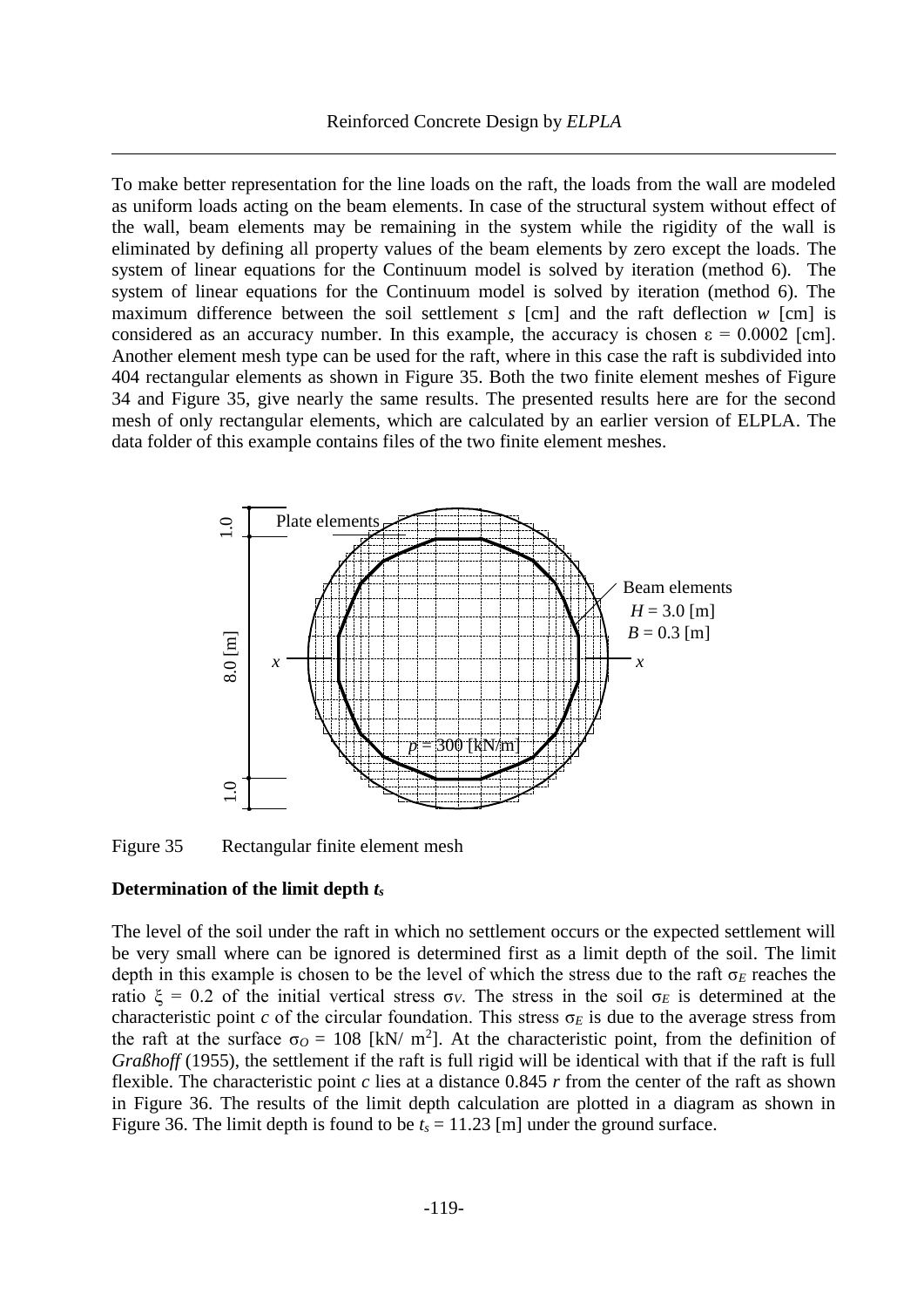To make better representation for the line loads on the raft, the loads from the wall are modeled as uniform loads acting on the beam elements. In case of the structural system without effect of the wall, beam elements may be remaining in the system while the rigidity of the wall is eliminated by defining all property values of the beam elements by zero except the loads. The system of linear equations for the Continuum model is solved by iteration (method 6). The system of linear equations for the Continuum model is solved by iteration (method 6). The maximum difference between the soil settlement *s* [cm] and the raft deflection *w* [cm] is considered as an accuracy number. In this example, the accuracy is chosen $\varepsilon$ = 0.0002 [cm]. Another element mesh type can be used for the raft, where in this case the raft is subdivided into 404 rectangular elements as shown in Figure 35. Both the two finite element meshes of Figure 34 and Figure 35, give nearly the same results. The presented results here are for the second mesh of only rectangular elements, which are calculated by an earlier version of ELPLA. The data folder of this example contains files of the two finite element meshes.

1.0

8.0 [m]

1.0

Plate elements

Beam elements

$H$ = 3.0 [m]

$B$ = 0.3 [m]

*x*

*x*

$p$ = 300 [kN/m]

Figure 35 Rectangular finite element mesh

**Determination of the limit depth $t_s$**

The level of the soil under the raft in which no settlement occurs or the expected settlement will be very small where can be ignored is determined first as a limit depth of the soil. The limit depth in this example is chosen to be the level of which the stress due to the raft $\sigma_E$ reaches the ratio $\xi$ = 0.2 of the initial vertical stress $\sigma_V$. The stress in the soil $\sigma_E$ is determined at the characteristic point *c* of the circular foundation. This stress $\sigma_E$ is due to the average stress from the raft at the surface $\sigma_O$ = 108 [kN/ m$^2$]. At the characteristic point, from the definition of *Graßhoff* (1955), the settlement if the raft is full rigid will be identical with that if the raft is full flexible. The characteristic point *c* lies at a distance 0.845 *r* from the center of the raft as shown in Figure 36. The results of the limit depth calculation are plotted in a diagram as shown in Figure 36. The limit depth is found to be $t_s$ = 11.23 [m] under the ground surface.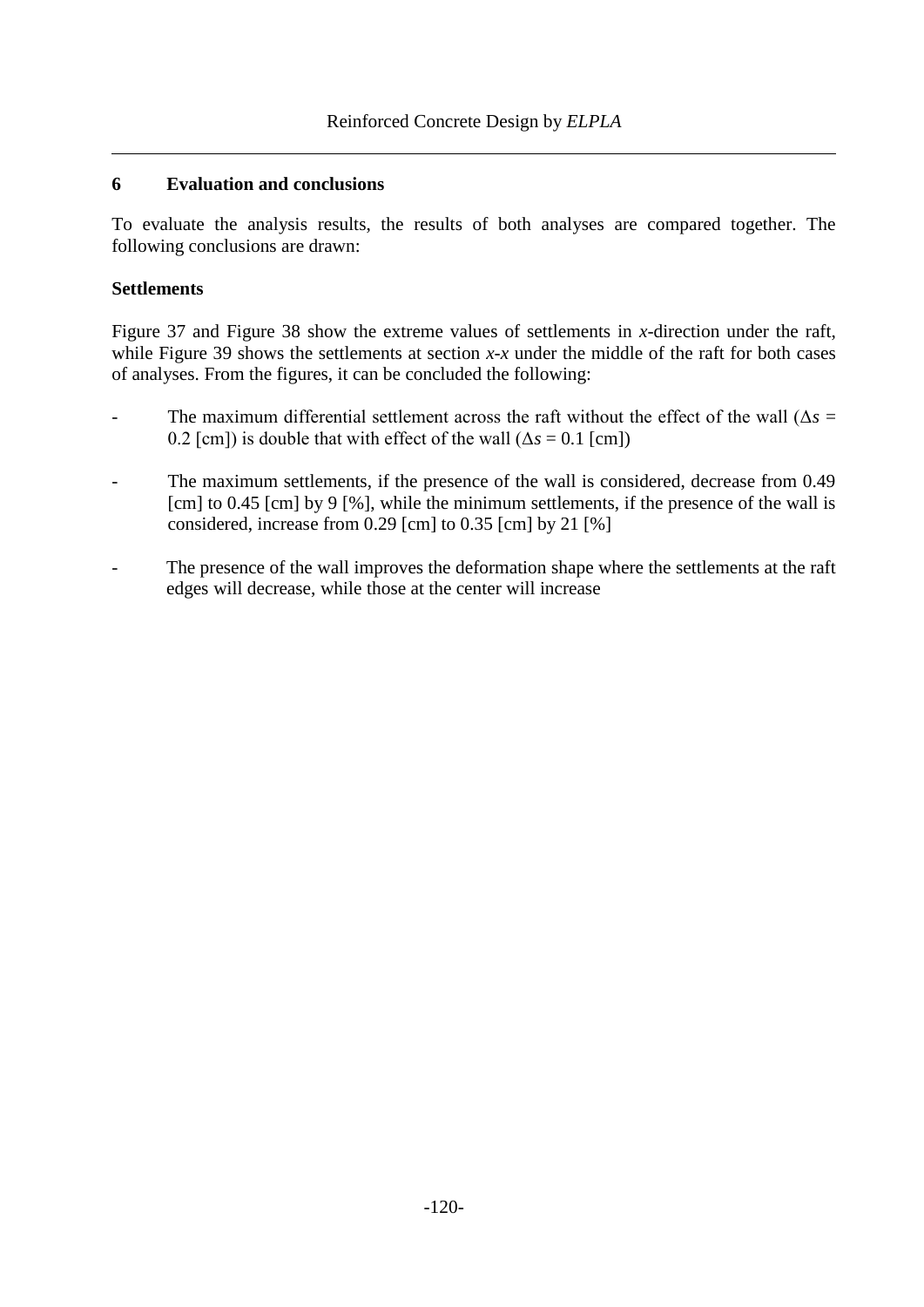## 6 Evaluation and conclusions

To evaluate the analysis results, the results of both analyses are compared together. The following conclusions are drawn:

**Settlements**

Figure 37 and Figure 38 show the extreme values of settlements in *x*-direction under the raft, while Figure 39 shows the settlements at section *x-x* under the middle of the raft for both cases of analyses. From the figures, it can be concluded the following:

- The maximum differential settlement across the raft without the effect of the wall ($\Delta s$ = 0.2 [cm]) is double that with effect of the wall ($\Delta s$ = 0.1 [cm])
- The maximum settlements, if the presence of the wall is considered, decrease from 0.49 [cm] to 0.45 [cm] by 9 [%], while the minimum settlements, if the presence of the wall is considered, increase from 0.29 [cm] to 0.35 [cm] by 21 [%]
- The presence of the wall improves the deformation shape where the settlements at the raft edges will decrease, while those at the center will increase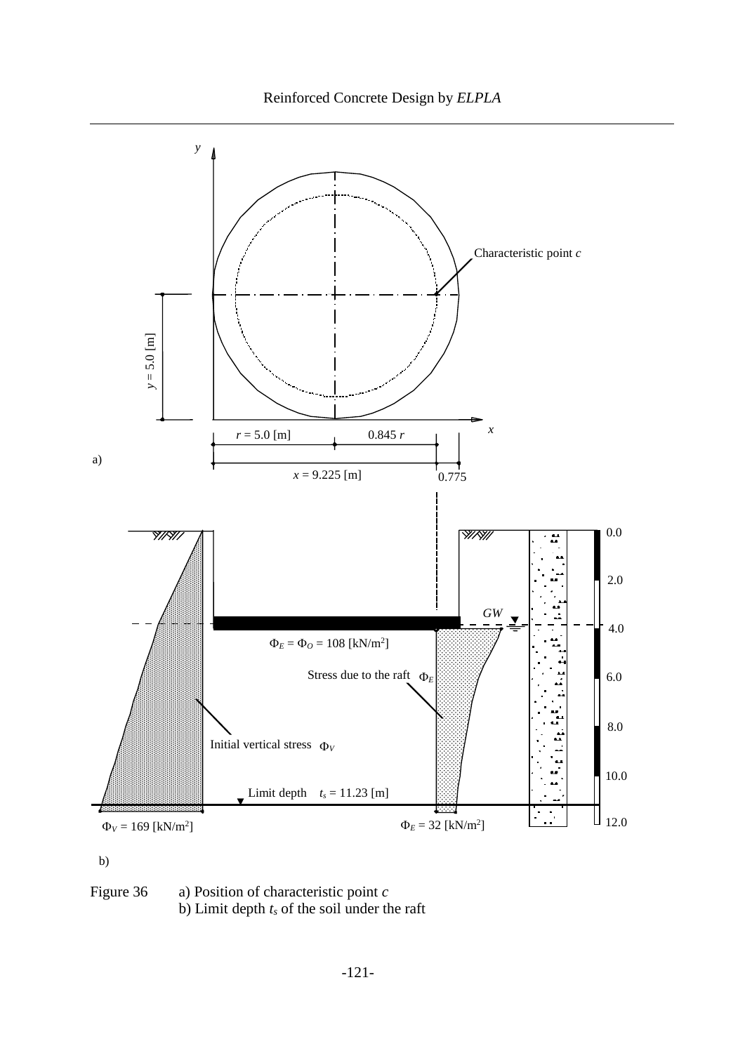y

Characteristic point $c$

$y$ = 5.0 [m]

$r$ = 5.0 [m]

0.845 $r$

$x$

a)

$x$ = 9.225 [m]

0.775

0.0

2.0

GW

4.0

$\Phi_E = \Phi_O$ = 108 [kN/m[2]]

Stress due to the raft $\Phi_E$

6.0

8.0

Initial vertical stress $\Phi_V$

10.0

Limit depth $t_s$ = 11.23 [m]

$\Phi_V$ = 169 [kN/m[2]]

$\Phi_E$ = 32 [kN/m[2]]

12.0

b)

Figure 36 a) Position of characteristic point $c$
b) Limit depth $t_s$ of the soil under the raft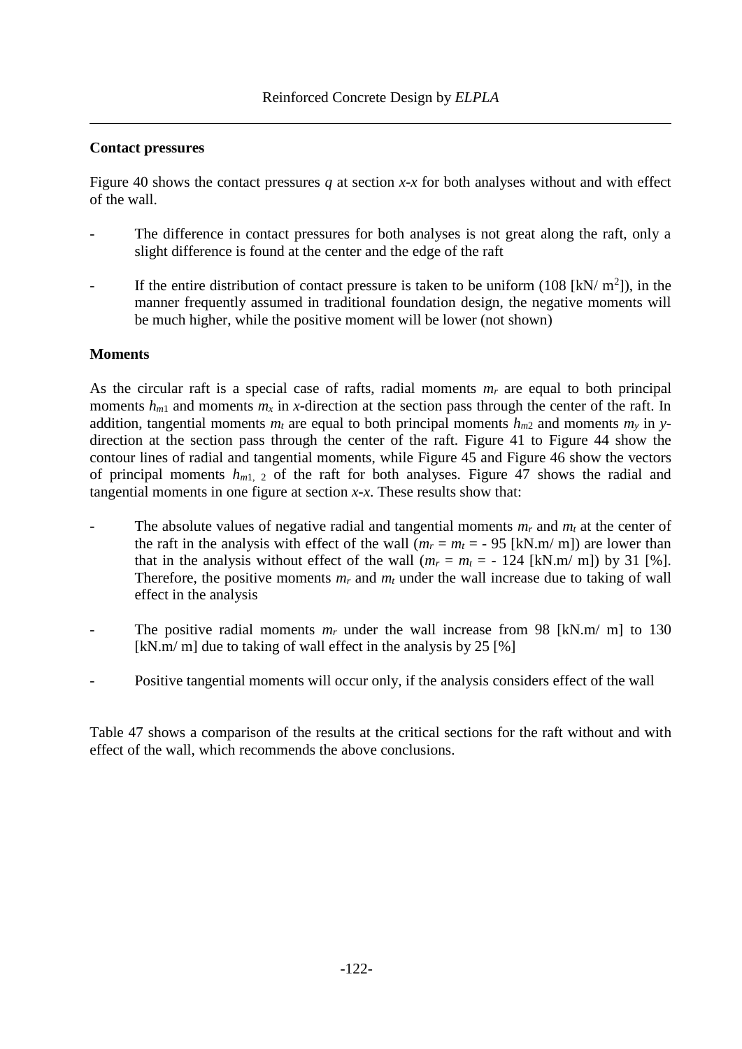**Contact pressures**

Figure 40 shows the contact pressures $q$ at section $x$-$x$ for both analyses without and with effect of the wall.

- The difference in contact pressures for both analyses is not great along the raft, only a slight difference is found at the center and the edge of the raft
- If the entire distribution of contact pressure is taken to be uniform (108 [kN/ m$^2$]), in the manner frequently assumed in traditional foundation design, the negative moments will be much higher, while the positive moment will be lower (not shown)

**Moments**

As the circular raft is a special case of rafts, radial moments $m_r$ are equal to both principal moments $h_{m1}$ and moments $m_x$ in $x$-direction at the section pass through the center of the raft. In addition, tangential moments $m_t$ are equal to both principal moments $h_{m2}$ and moments $m_y$ in $y$-direction at the section pass through the center of the raft. Figure 41 to Figure 44 show the contour lines of radial and tangential moments, while Figure 45 and Figure 46 show the vectors of principal moments $h_{m1,\ 2}$ of the raft for both analyses. Figure 47 shows the radial and tangential moments in one figure at section $x$-$x$. These results show that:

- The absolute values of negative radial and tangential moments $m_r$ and $m_t$ at the center of the raft in the analysis with effect of the wall ($m_r = m_t = -\ 95$ [kN.m/ m]) are lower than that in the analysis without effect of the wall ($m_r = m_t = -\ 124$ [kN.m/ m]) by 31 [%]. Therefore, the positive moments $m_r$ and $m_t$ under the wall increase due to taking of wall effect in the analysis
- The positive radial moments $m_r$ under the wall increase from 98 [kN.m/ m] to 130 [kN.m/ m] due to taking of wall effect in the analysis by 25 [%]
- Positive tangential moments will occur only, if the analysis considers effect of the wall

Table 47 shows a comparison of the results at the critical sections for the raft without and with effect of the wall, which recommends the above conclusions.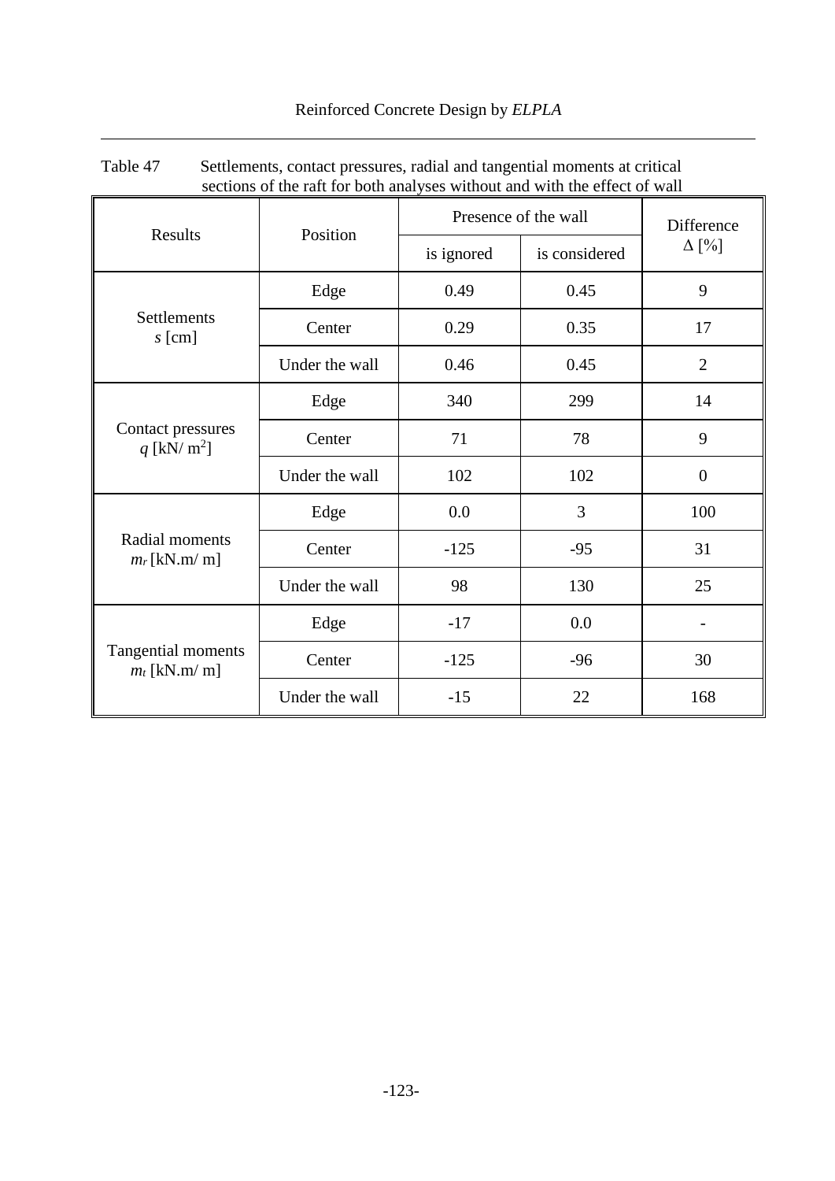Table 47 Settlements, contact pressures, radial and tangential moments at critical sections of the raft for both analyses without and with the effect of wall

| Results | Position | Presence of the wall | | Difference $\Delta$ [%] |
|---|---|---|---|---|
| | | is ignored | is considered | |
| Settlements $s$ [cm] | Edge | 0.49 | 0.45 | 9 |
| | Center | 0.29 | 0.35 | 17 |
| | Under the wall | 0.46 | 0.45 | 2 |
| Contact pressures $q$ [kN/ m$^2$] | Edge | 340 | 299 | 14 |
| | Center | 71 | 78 | 9 |
| | Under the wall | 102 | 102 | 0 |
| Radial moments $m_r$ [kN.m/ m] | Edge | 0.0 | 3 | 100 |
| | Center | -125 | -95 | 31 |
| | Under the wall | 98 | 130 | 25 |
| Tangential moments $m_t$ [kN.m/ m] | Edge | -17 | 0.0 | - |
| | Center | -125 | -96 | 30 |
| | Under the wall | -15 | 22 | 168 |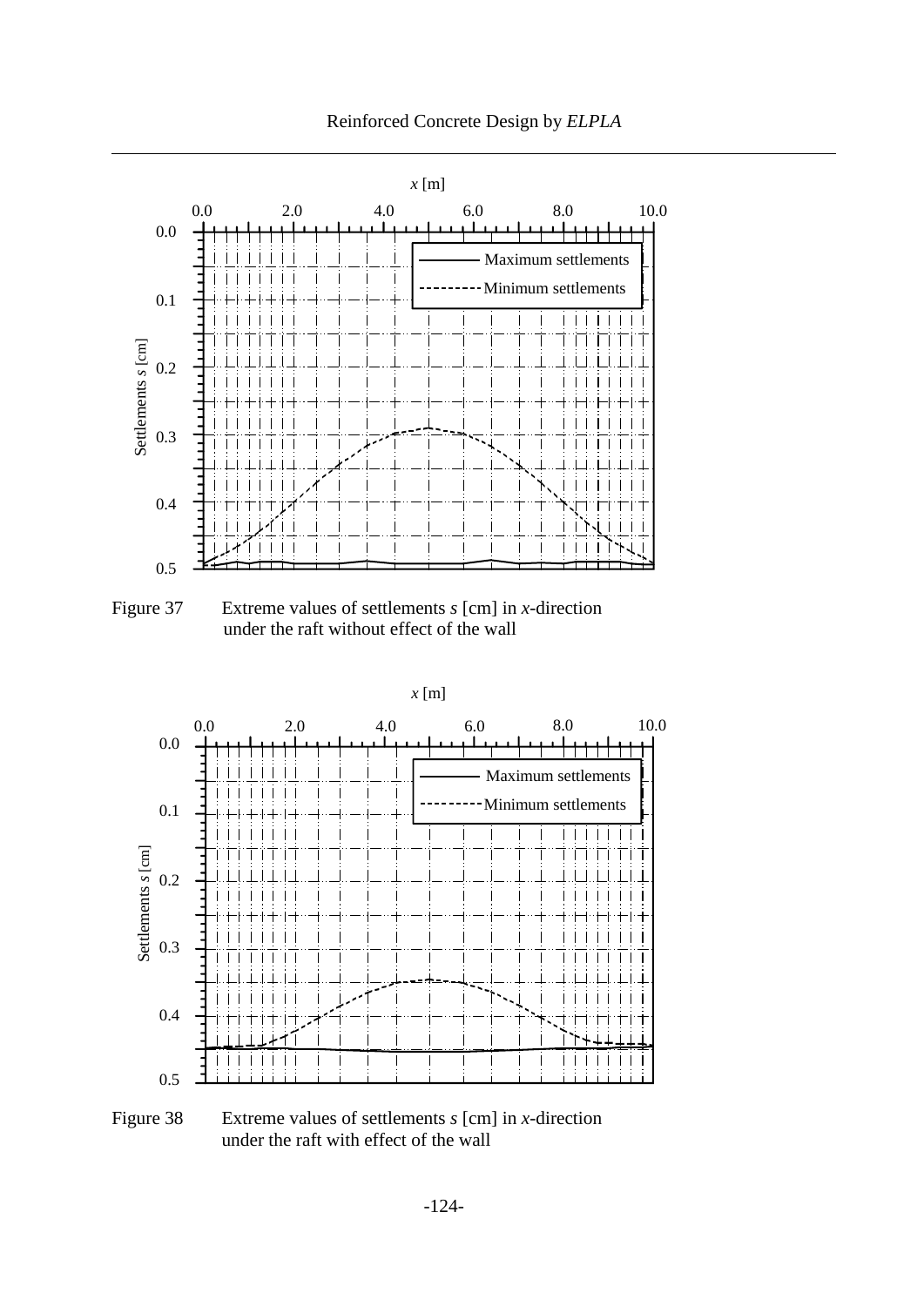x [m]

0.0 2.0 4.0 6.0 8.0 10.0

0.0 0.1 0.2 0.3 0.4 0.5

Settlements s [cm]

Maximum settlements

Minimum settlements

Figure 37 Extreme values of settlements *s* [cm] in *x*-direction under the raft without effect of the wall

x [m]

0.0 2.0 4.0 6.0 8.0 10.0

0.0 0.1 0.2 0.3 0.4 0.5

Settlements s [cm]

Maximum settlements

Minimum settlements

Figure 38 Extreme values of settlements *s* [cm] in *x*-direction under the raft with effect of the wall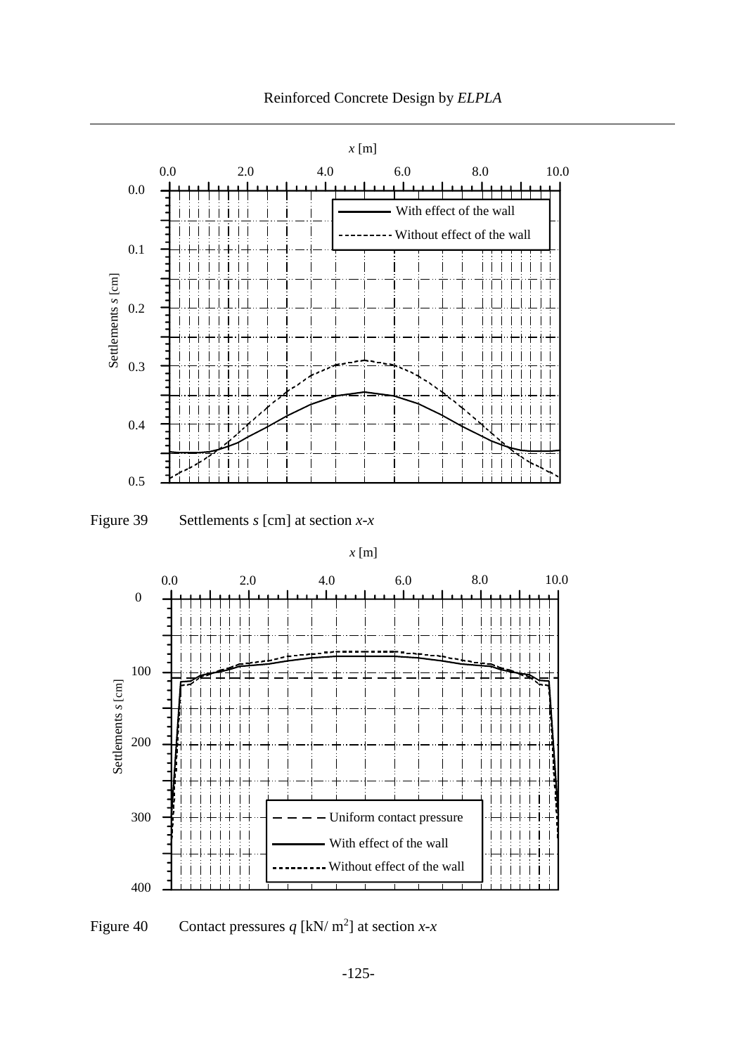x [m]

0.0 2.0 4.0 6.0 8.0 10.0

0.0
0.1
0.2
0.3
0.4
0.5

Settlements s [cm]

With effect of the wall

Without effect of the wall

Figure 39 Settlements *s* [cm] at section *x-x*

x [m]

0.0 2.0 4.0 6.0 8.0 10.0

0
100
200
300
400

Settlements s [cm]

Uniform contact pressure

With effect of the wall

Without effect of the wall

Figure 40 Contact pressures *q* [kN/ m$^2$] at section *x-x*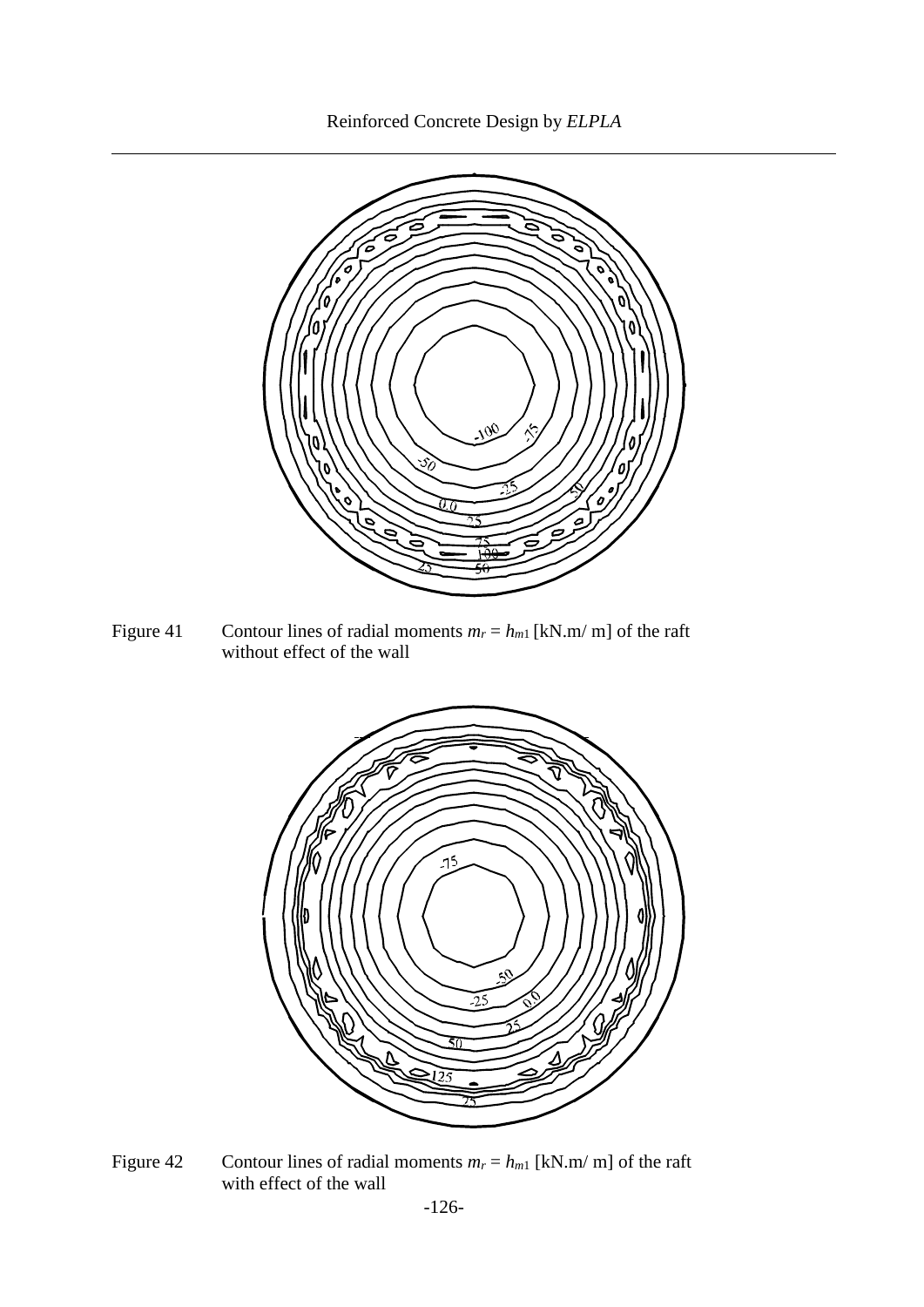-100
-75
-50
-25
50
0.0
25
75
100
25
50

Figure 41 Contour lines of radial moments $m_r = h_{m1}$ [kN.m/ m] of the raft without effect of the wall

-75
-50
-25
0.0
25
50
125
25

Figure 42 Contour lines of radial moments $m_r = h_{m1}$ [kN.m/ m] of the raft with effect of the wall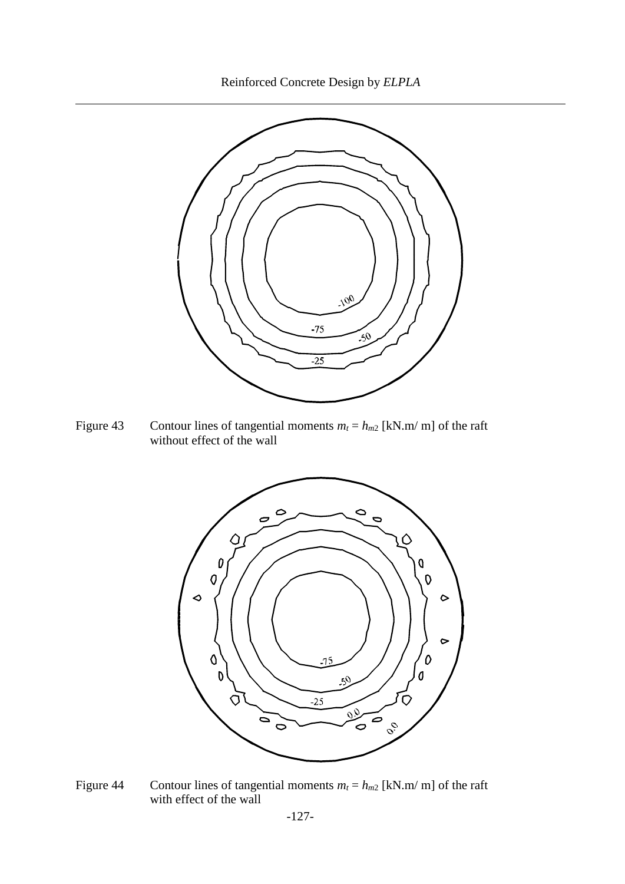-100

-75

-50

-25

Figure 43 Contour lines of tangential moments $m_t = h_{m2}$ [kN.m/ m] of the raft without effect of the wall

-75

-50

-25

0.0

0.0

Figure 44 Contour lines of tangential moments $m_t = h_{m2}$ [kN.m/ m] of the raft with effect of the wall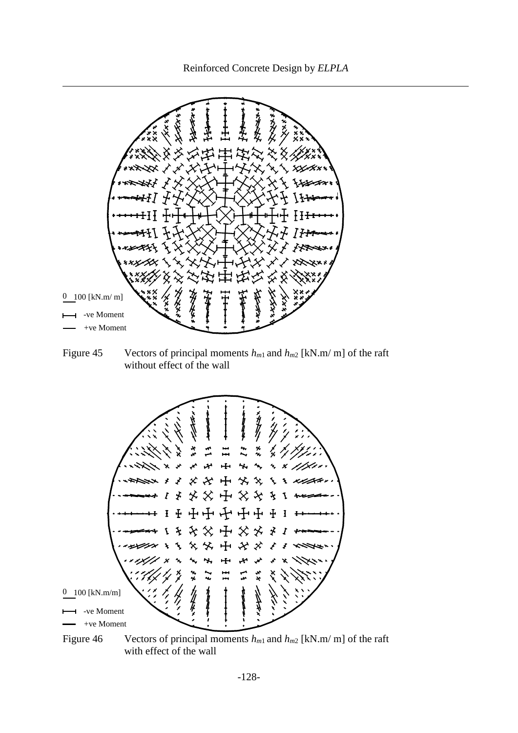0 100 [kN.m/ m]

-ve Moment

+ve Moment

Figure 45 Vectors of principal moments $h_{m1}$ and $h_{m2}$ [kN.m/ m] of the raft without effect of the wall

0 100 [kN.m/m]

-ve Moment

+ve Moment

Figure 46 Vectors of principal moments $h_{m1}$ and $h_{m2}$ [kN.m/ m] of the raft with effect of the wall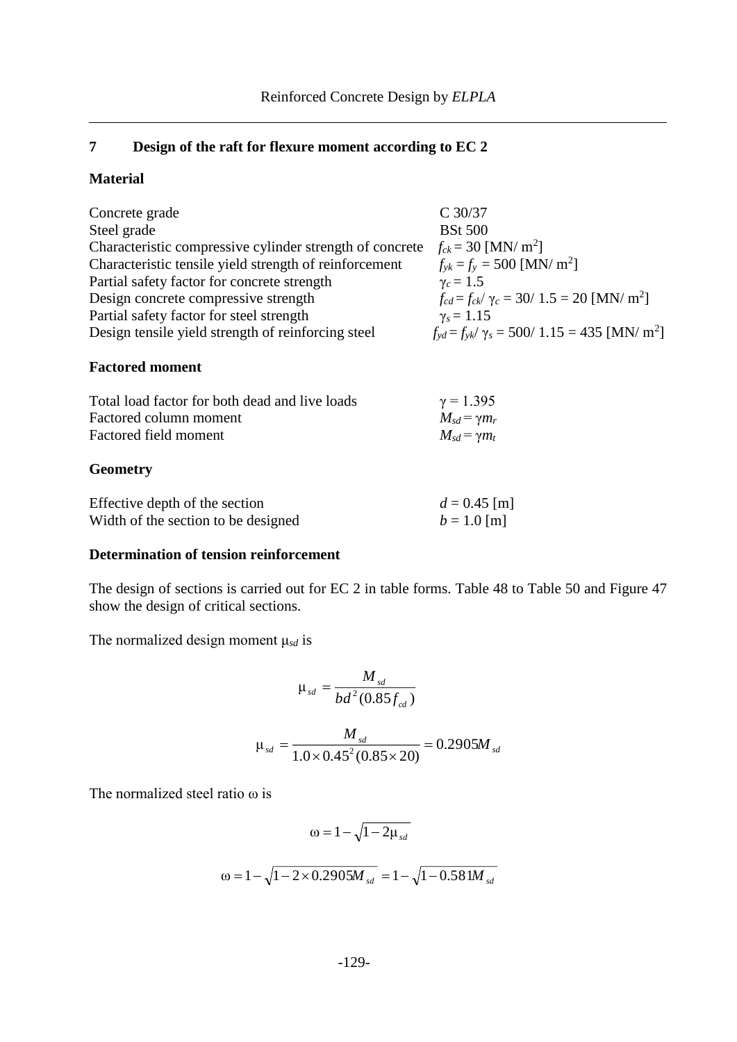## 7 Design of the raft for flexure moment according to EC 2

### Material

| | |
|---|---|
| Concrete grade | C 30/37 |
| Steel grade | BSt 500 |
| Characteristic compressive cylinder strength of concrete | $f_{ck} = 30$ [MN/ m$^2$] |
| Characteristic tensile yield strength of reinforcement | $f_{yk} = f_y = 500$ [MN/ m$^2$] |
| Partial safety factor for concrete strength | $\gamma_c = 1.5$ |
| Design concrete compressive strength | $f_{cd} = f_{ck}/\ \gamma_c = 30/\ 1.5 = 20$ [MN/ m$^2$] |
| Partial safety factor for steel strength | $\gamma_s = 1.15$ |
| Design tensile yield strength of reinforcing steel | $f_{yd} = f_{yk}/\ \gamma_s = 500/\ 1.15 = 435$ [MN/ m$^2$] |

### Factored moment

| | |
|---|---|
| Total load factor for both dead and live loads | $\gamma = 1.395$ |
| Factored column moment | $M_{sd} = \gamma m_r$ |
| Factored field moment | $M_{sd} = \gamma m_t$ |

### Geometry

| | |
|---|---|
| Effective depth of the section | $d = 0.45$ [m] |
| Width of the section to be designed | $b = 1.0$ [m] |

### Determination of tension reinforcement

The design of sections is carried out for EC 2 in table forms. Table 48 to Table 50 and Figure 47 show the design of critical sections.

The normalized design moment $\mu_{sd}$ is

$$\mu_{sd} = \frac{M_{sd}}{bd^2(0.85 f_{cd})}$$

$$\mu_{sd} = \frac{M_{sd}}{1.0 \times 0.45^2(0.85 \times 20)} = 0.2905 M_{sd}$$

The normalized steel ratio $\omega$ is

$$\omega = 1 - \sqrt{1 - 2\mu_{sd}}$$

$$\omega = 1 - \sqrt{1 - 2 \times 0.2905 M_{sd}} = 1 - \sqrt{1 - 0.581 M_{sd}}$$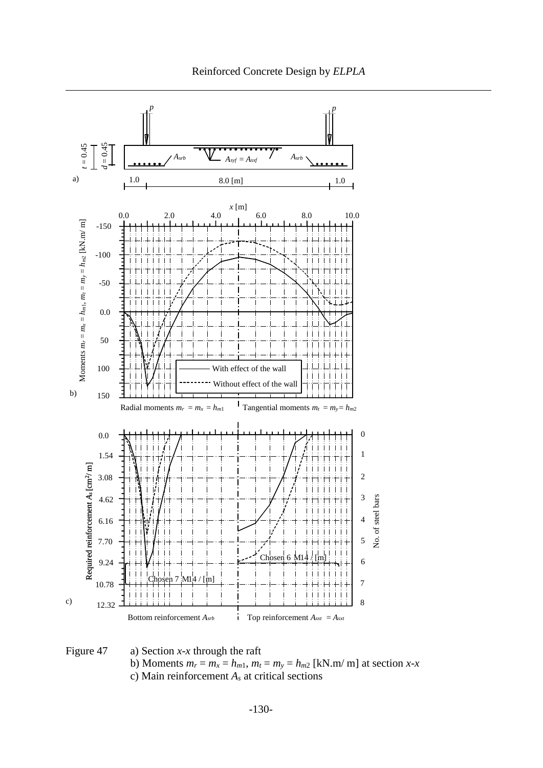a)

$t = 0.45$ $d = 0.45$

$p$ $p$

$A_{srb}$ $A_{syf} = A_{sxf}$ $A_{srb}$

1.0 8.0 [m] 1.0

b)

$x$ [m]

0.0 2.0 4.0 6.0 8.0 10.0

Moments $m_r = m_x = h_{m1}$, $m_t = m_y = h_{m2}$ [kN.m/ m]

-150 -100 -50 0.0 50 100 150

With effect of the wall

Without effect of the wall

Radial moments $m_r = m_x = h_{m1}$

Tangential moments $m_t = m_y = h_{m2}$

c)

Required reinforcement $A_s$ [cm²/ m]

0.0 1.54 3.08 4.62 6.16 7.70 9.24 10.78 12.32

No. of steel bars

0 1 2 3 4 5 6 7 8

Chosen 7 M14 / [m]

Chosen 6 M14 / [m]

Bottom reinforcement $A_{srb}$

Top reinforcement $A_{sxt} = A_{sxt}$

Figure 47 a) Section $x$-$x$ through the raft
b) Moments $m_r = m_x = h_{m1}$, $m_t = m_y = h_{m2}$ [kN.m/ m] at section $x$-$x$
c) Main reinforcement $A_s$ at critical sections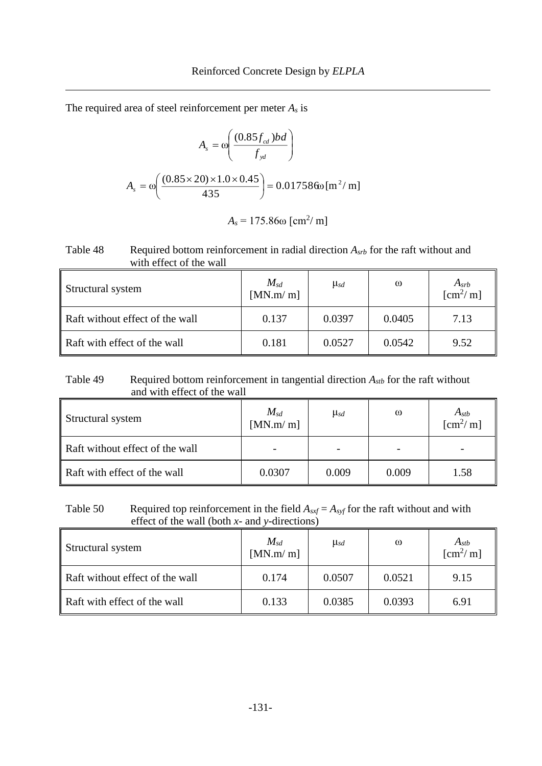The required area of steel reinforcement per meter $A_s$ is

$$A_s = \omega\left(\frac{(0.85 f_{cd})bd}{f_{yd}}\right)$$

$$A_s = \omega\left(\frac{(0.85 \times 20) \times 1.0 \times 0.45}{435}\right) = 0.017586\omega\,[\text{m}^2/\text{ m}]$$

$$A_s = 175.86\omega\ [\text{cm}^2/\text{ m}]$$

Table 48 Required bottom reinforcement in radial direction $A_{srb}$ for the raft without and with effect of the wall

| Structural system | $M_{sd}$ [MN.m/ m] | $\mu_{sd}$ | $\omega$ | $A_{srb}$ [cm$^2$/ m] |
|---|---|---|---|---|
| Raft without effect of the wall | 0.137 | 0.0397 | 0.0405 | 7.13 |
| Raft with effect of the wall | 0.181 | 0.0527 | 0.0542 | 9.52 |

Table 49 Required bottom reinforcement in tangential direction $A_{stb}$ for the raft without and with effect of the wall

| Structural system | $M_{sd}$ [MN.m/ m] | $\mu_{sd}$ | $\omega$ | $A_{stb}$ [cm$^2$/ m] |
|---|---|---|---|---|
| Raft without effect of the wall | - | - | - | - |
| Raft with effect of the wall | 0.0307 | 0.009 | 0.009 | 1.58 |

Table 50 Required top reinforcement in the field $A_{sxf} = A_{syf}$ for the raft without and with effect of the wall (both *x*- and *y*-directions)

| Structural system | $M_{sd}$ [MN.m/ m] | $\mu_{sd}$ | $\omega$ | $A_{stb}$ [cm$^2$/ m] |
|---|---|---|---|---|
| Raft without effect of the wall | 0.174 | 0.0507 | 0.0521 | 9.15 |
| Raft with effect of the wall | 0.133 | 0.0385 | 0.0393 | 6.91 |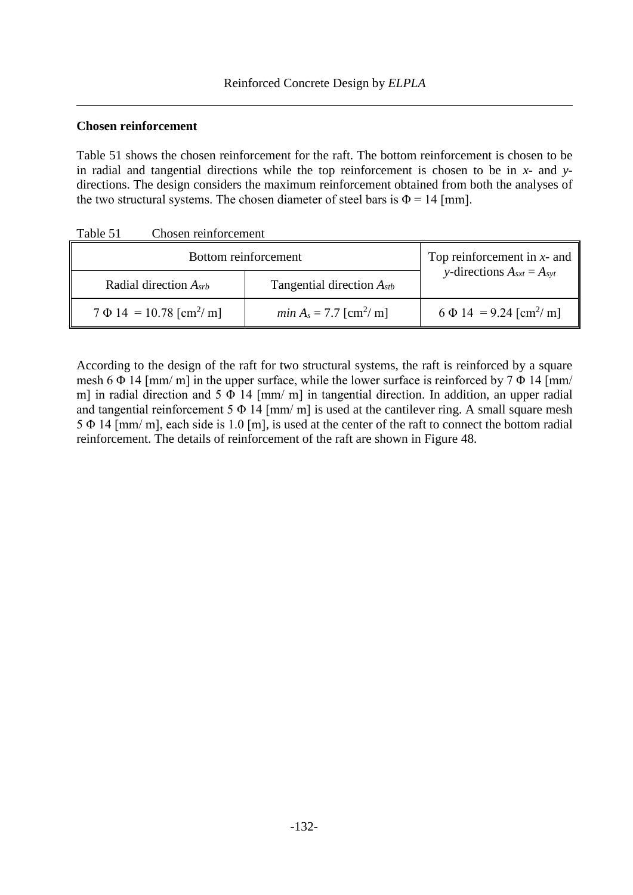**Chosen reinforcement**

Table 51 shows the chosen reinforcement for the raft. The bottom reinforcement is chosen to be in radial and tangential directions while the top reinforcement is chosen to be in *x*- and *y*-directions. The design considers the maximum reinforcement obtained from both the analyses of the two structural systems. The chosen diameter of steel bars is Φ = 14 [mm].

Table 51 Chosen reinforcement

| Bottom reinforcement | | Top reinforcement in *x*- and *y*-directions $A_{sxt} = A_{syt}$ |
|---|---|---|
| Radial direction $A_{srb}$ | Tangential direction $A_{stb}$ | |
| 7 Φ 14 = 10.78 [cm$^2$/ m] | *min* $A_s$ = 7.7 [cm$^2$/ m] | 6 Φ 14 = 9.24 [cm$^2$/ m] |

According to the design of the raft for two structural systems, the raft is reinforced by a square mesh 6 Φ 14 [mm/ m] in the upper surface, while the lower surface is reinforced by 7 Φ 14 [mm/ m] in radial direction and 5 Φ 14 [mm/ m] in tangential direction. In addition, an upper radial and tangential reinforcement 5 Φ 14 [mm/ m] is used at the cantilever ring. A small square mesh 5 Φ 14 [mm/ m], each side is 1.0 [m], is used at the center of the raft to connect the bottom radial reinforcement. The details of reinforcement of the raft are shown in Figure 48.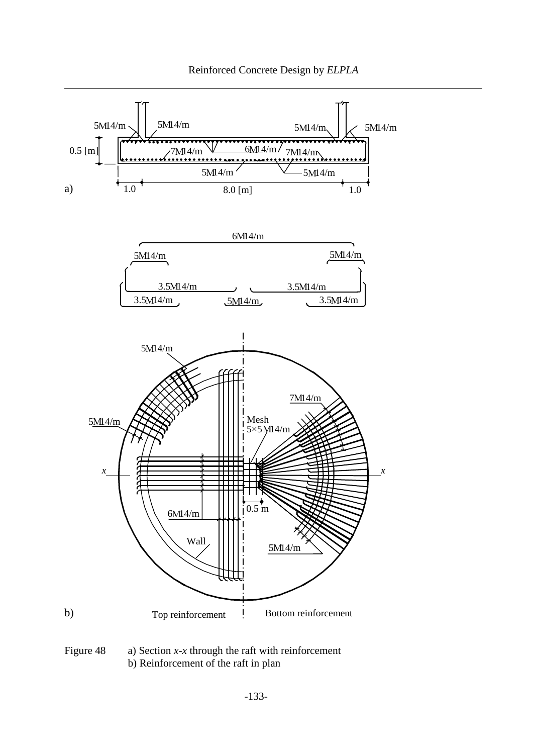a)

0.5 [m]

5M14/m

5M14/m

5M14/m

5M14/m

7M14/m

6M14/m

7M14/m

5M14/m

5M14/m

1.0

8.0 [m]

1.0

6M14/m

5M14/m

5M14/m

3.5M14/m

3.5M14/m

3.5M14/m

5M14/m

3.5M14/m

b)

5M14/m

5M14/m

7M14/m

Mesh
5×5M14/m

x

x

0.5 m

6M14/m

Wall

5M14/m

Top reinforcement

Bottom reinforcement

Figure 48 a) Section $x$-$x$ through the raft with reinforcement
b) Reinforcement of the raft in plan